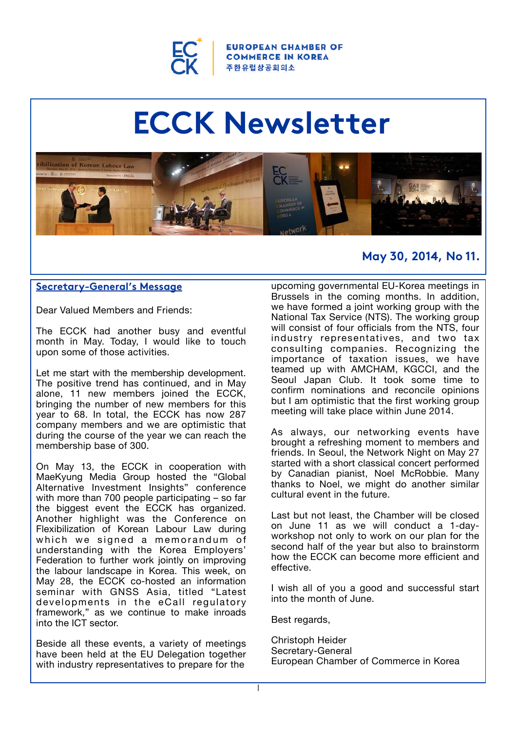EUROPEAN CHAMBER OF COMMERCE IN KOREA
주한유럽상공회의소

# ECCK Newsletter

**May 30, 2014, No 11.**

## Secretary-General's Message

Dear Valued Members and Friends:

The ECCK had another busy and eventful month in May. Today, I would like to touch upon some of those activities.

Let me start with the membership development. The positive trend has continued, and in May alone, 11 new members joined the ECCK, bringing the number of new members for this year to 68. In total, the ECCK has now 287 company members and we are optimistic that during the course of the year we can reach the membership base of 300.

On May 13, the ECCK in cooperation with MaeKyung Media Group hosted the "Global Alternative Investment Insights" conference with more than 700 people participating – so far the biggest event the ECCK has organized. Another highlight was the Conference on Flexibilization of Korean Labour Law during which we signed a memorandum of understanding with the Korea Employers' Federation to further work jointly on improving the labour landscape in Korea. This week, on May 28, the ECCK co-hosted an information seminar with GNSS Asia, titled "Latest developments in the eCall regulatory framework," as we continue to make inroads into the ICT sector.

Beside all these events, a variety of meetings have been held at the EU Delegation together with industry representatives to prepare for the upcoming governmental EU-Korea meetings in Brussels in the coming months. In addition, we have formed a joint working group with the National Tax Service (NTS). The working group will consist of four officials from the NTS, four industry representatives, and two tax consulting companies. Recognizing the importance of taxation issues, we have teamed up with AMCHAM, KGCCI, and the Seoul Japan Club. It took some time to confirm nominations and reconcile opinions but I am optimistic that the first working group meeting will take place within June 2014.

As always, our networking events have brought a refreshing moment to members and friends. In Seoul, the Network Night on May 27 started with a short classical concert performed by Canadian pianist, Noel McRobbie. Many thanks to Noel, we might do another similar cultural event in the future.

Last but not least, the Chamber will be closed on June 11 as we will conduct a 1-day-workshop not only to work on our plan for the second half of the year but also to brainstorm how the ECCK can become more efficient and effective.

I wish all of you a good and successful start into the month of June.

Best regards,

Christoph Heider
Secretary-General
European Chamber of Commerce in Korea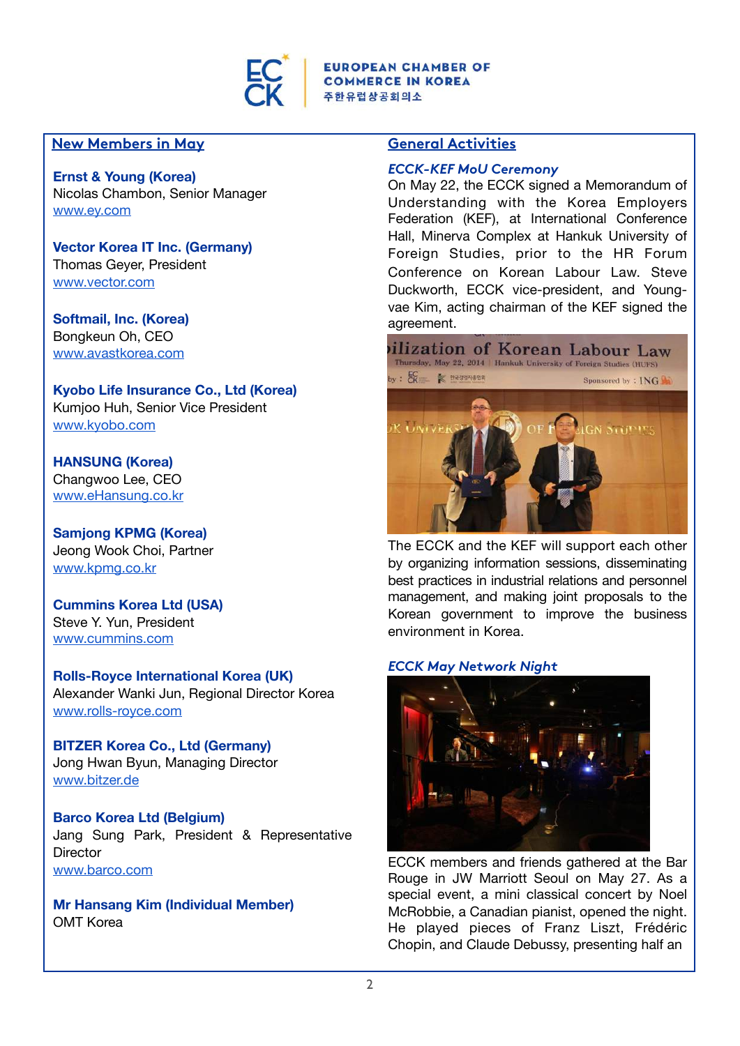## New Members in May

**Ernst & Young (Korea)**
Nicolas Chambon, Senior Manager
www.ey.com

**Vector Korea IT Inc. (Germany)**
Thomas Geyer, President
www.vector.com

**Softmail, Inc. (Korea)**
Bongkeun Oh, CEO
www.avastkorea.com

**Kyobo Life Insurance Co., Ltd (Korea)**
Kumjoo Huh, Senior Vice President
www.kyobo.com

**HANSUNG (Korea)**
Changwoo Lee, CEO
www.eHansung.co.kr

**Samjong KPMG (Korea)**
Jeong Wook Choi, Partner
www.kpmg.co.kr

**Cummins Korea Ltd (USA)**
Steve Y. Yun, President
www.cummins.com

**Rolls-Royce International Korea (UK)**
Alexander Wanki Jun, Regional Director Korea
www.rolls-royce.com

**BITZER Korea Co., Ltd (Germany)**
Jong Hwan Byun, Managing Director
www.bitzer.de

**Barco Korea Ltd (Belgium)**
Jang Sung Park, President & Representative Director
www.barco.com

**Mr Hansang Kim (Individual Member)**
OMT Korea

## General Activities

### *ECCK-KEF MoU Ceremony*

On May 22, the ECCK signed a Memorandum of Understanding with the Korea Employers Federation (KEF), at International Conference Hall, Minerva Complex at Hankuk University of Foreign Studies, prior to the HR Forum Conference on Korean Labour Law. Steve Duckworth, ECCK vice-president, and Young-vae Kim, acting chairman of the KEF signed the agreement.

The ECCK and the KEF will support each other by organizing information sessions, disseminating best practices in industrial relations and personnel management, and making joint proposals to the Korean government to improve the business environment in Korea.

### *ECCK May Network Night*

ECCK members and friends gathered at the Bar Rouge in JW Marriott Seoul on May 27. As a special event, a mini classical concert by Noel McRobbie, a Canadian pianist, opened the night. He played pieces of Franz Liszt, Frédéric Chopin, and Claude Debussy, presenting half an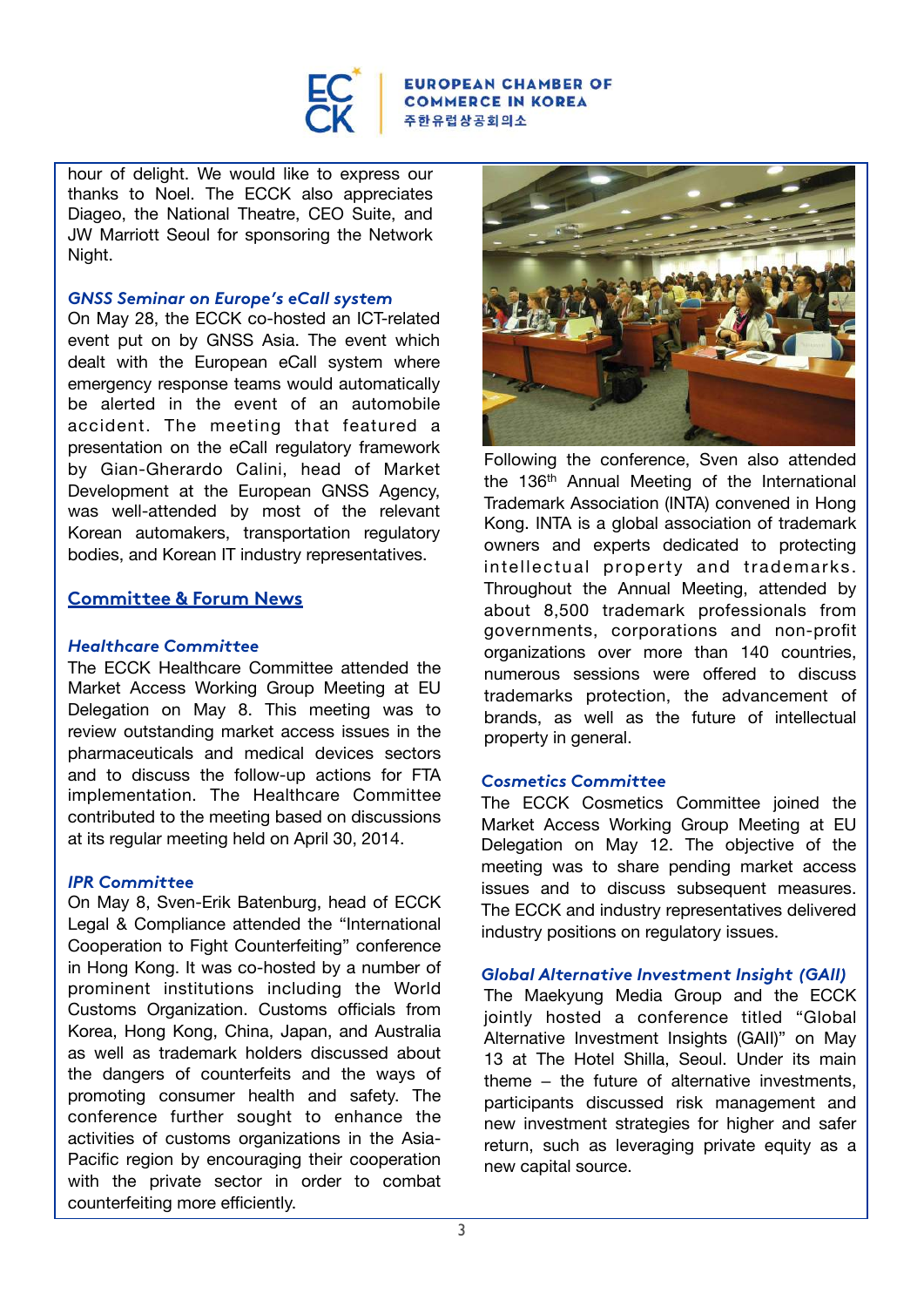hour of delight. We would like to express our thanks to Noel. The ECCK also appreciates Diageo, the National Theatre, CEO Suite, and JW Marriott Seoul for sponsoring the Network Night.

### *GNSS Seminar on Europe's eCall system*

On May 28, the ECCK co-hosted an ICT-related event put on by GNSS Asia. The event which dealt with the European eCall system where emergency response teams would automatically be alerted in the event of an automobile accident. The meeting that featured a presentation on the eCall regulatory framework by Gian-Gherardo Calini, head of Market Development at the European GNSS Agency, was well-attended by most of the relevant Korean automakers, transportation regulatory bodies, and Korean IT industry representatives.

## Committee & Forum News

### *Healthcare Committee*

The ECCK Healthcare Committee attended the Market Access Working Group Meeting at EU Delegation on May 8. This meeting was to review outstanding market access issues in the pharmaceuticals and medical devices sectors and to discuss the follow-up actions for FTA implementation. The Healthcare Committee contributed to the meeting based on discussions at its regular meeting held on April 30, 2014.

### *IPR Committee*

On May 8, Sven-Erik Batenburg, head of ECCK Legal & Compliance attended the "International Cooperation to Fight Counterfeiting" conference in Hong Kong. It was co-hosted by a number of prominent institutions including the World Customs Organization. Customs officials from Korea, Hong Kong, China, Japan, and Australia as well as trademark holders discussed about the dangers of counterfeits and the ways of promoting consumer health and safety. The conference further sought to enhance the activities of customs organizations in the Asia-Pacific region by encouraging their cooperation with the private sector in order to combat counterfeiting more efficiently.

Following the conference, Sven also attended the 136th Annual Meeting of the International Trademark Association (INTA) convened in Hong Kong. INTA is a global association of trademark owners and experts dedicated to protecting intellectual property and trademarks. Throughout the Annual Meeting, attended by about 8,500 trademark professionals from governments, corporations and non-profit organizations over more than 140 countries, numerous sessions were offered to discuss trademarks protection, the advancement of brands, as well as the future of intellectual property in general.

### *Cosmetics Committee*

The ECCK Cosmetics Committee joined the Market Access Working Group Meeting at EU Delegation on May 12. The objective of the meeting was to share pending market access issues and to discuss subsequent measures. The ECCK and industry representatives delivered industry positions on regulatory issues.

### *Global Alternative Investment Insight (GAII)*

The Maekyung Media Group and the ECCK jointly hosted a conference titled "Global Alternative Investment Insights (GAII)" on May 13 at The Hotel Shilla, Seoul. Under its main theme – the future of alternative investments, participants discussed risk management and new investment strategies for higher and safer return, such as leveraging private equity as a new capital source.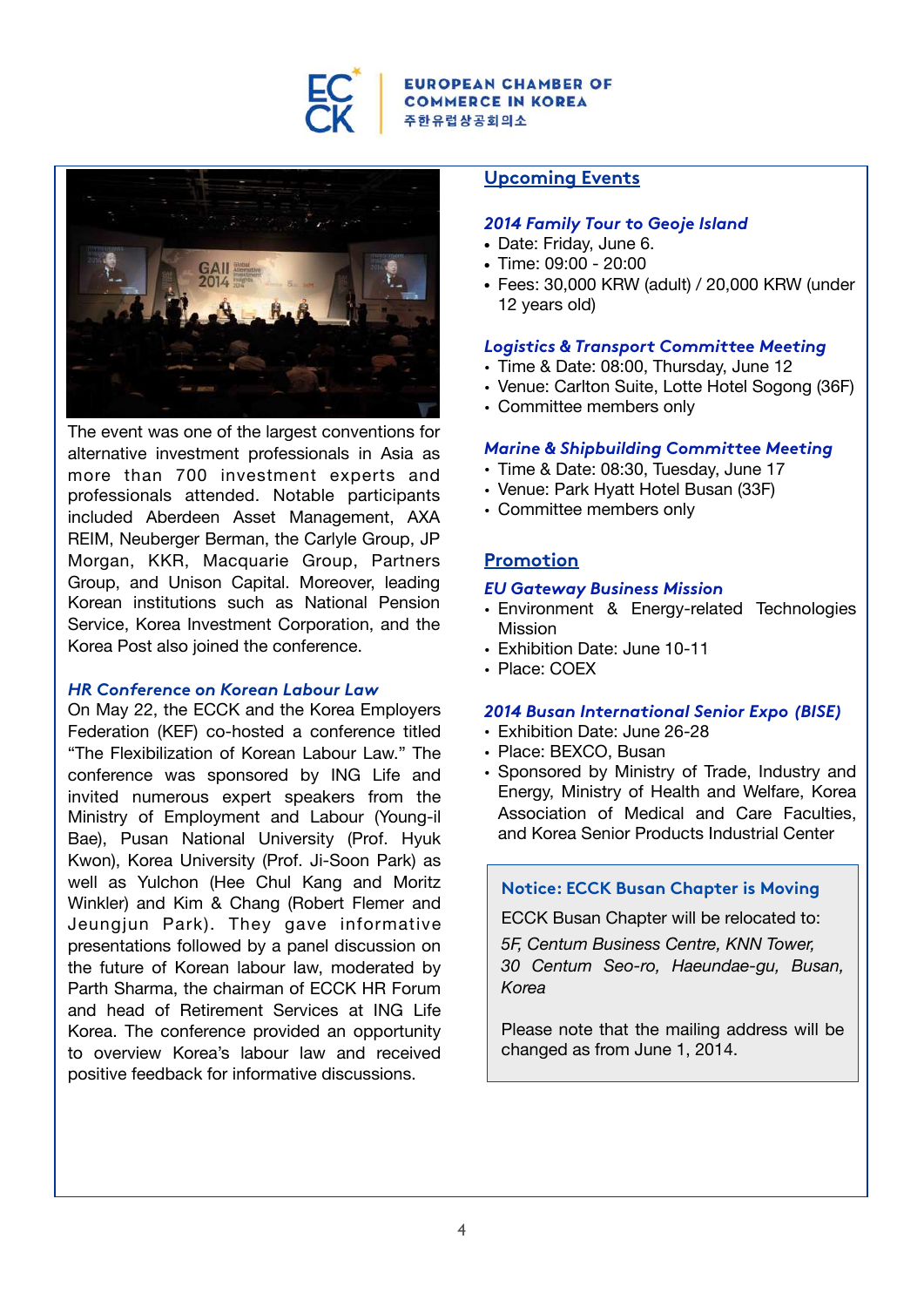The event was one of the largest conventions for alternative investment professionals in Asia as more than 700 investment experts and professionals attended. Notable participants included Aberdeen Asset Management, AXA REIM, Neuberger Berman, the Carlyle Group, JP Morgan, KKR, Macquarie Group, Partners Group, and Unison Capital. Moreover, leading Korean institutions such as National Pension Service, Korea Investment Corporation, and the Korea Post also joined the conference.

### *HR Conference on Korean Labour Law*

On May 22, the ECCK and the Korea Employers Federation (KEF) co-hosted a conference titled "The Flexibilization of Korean Labour Law." The conference was sponsored by ING Life and invited numerous expert speakers from the Ministry of Employment and Labour (Young-il Bae), Pusan National University (Prof. Hyuk Kwon), Korea University (Prof. Ji-Soon Park) as well as Yulchon (Hee Chul Kang and Moritz Winkler) and Kim & Chang (Robert Flemer and Jeungjun Park). They gave informative presentations followed by a panel discussion on the future of Korean labour law, moderated by Parth Sharma, the chairman of ECCK HR Forum and head of Retirement Services at ING Life Korea. The conference provided an opportunity to overview Korea's labour law and received positive feedback for informative discussions.

## Upcoming Events

### *2014 Family Tour to Geoje Island*

- Date: Friday, June 6.
- Time: 09:00 - 20:00
- Fees: 30,000 KRW (adult) / 20,000 KRW (under 12 years old)

### *Logistics & Transport Committee Meeting*

- Time & Date: 08:00, Thursday, June 12
- Venue: Carlton Suite, Lotte Hotel Sogong (36F)
- Committee members only

### *Marine & Shipbuilding Committee Meeting*

- Time & Date: 08:30, Tuesday, June 17
- Venue: Park Hyatt Hotel Busan (33F)
- Committee members only

## Promotion

### *EU Gateway Business Mission*

- Environment & Energy-related Technologies Mission
- Exhibition Date: June 10-11
- Place: COEX

### *2014 Busan International Senior Expo (BISE)*

- Exhibition Date: June 26-28
- Place: BEXCO, Busan
- Sponsored by Ministry of Trade, Industry and Energy, Ministry of Health and Welfare, Korea Association of Medical and Care Faculties, and Korea Senior Products Industrial Center

### Notice: ECCK Busan Chapter is Moving

ECCK Busan Chapter will be relocated to:

*5F, Centum Business Centre, KNN Tower, 30 Centum Seo-ro, Haeundae-gu, Busan, Korea*

Please note that the mailing address will be changed as from June 1, 2014.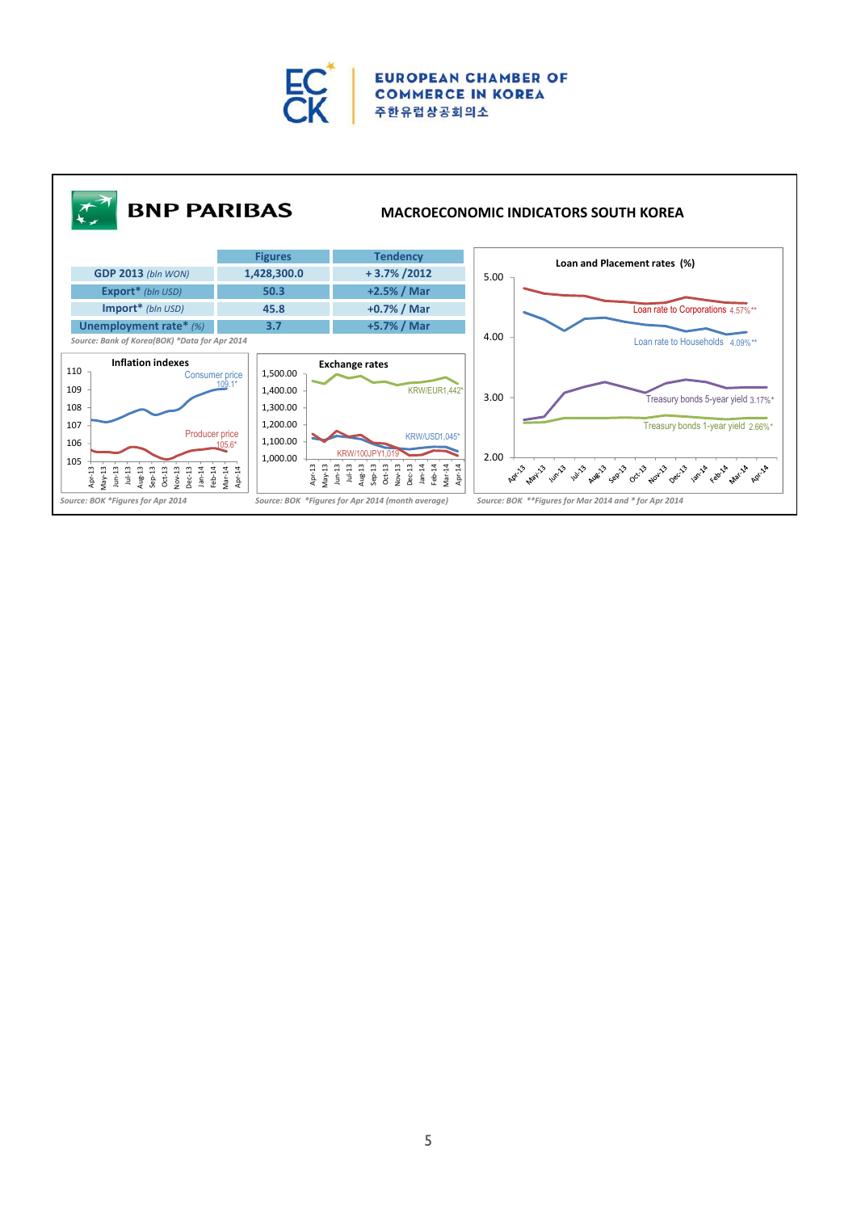EUROPEAN CHAMBER OF COMMERCE IN KOREA
주한유럽상공회의소

**BNP PARIBAS**

## MACROECONOMIC INDICATORS SOUTH KOREA

| | Figures | Tendency |
|---|---|---|
| GDP 2013 *(bln WON)* | 1,428,300.0 | + 3.7% /2012 |
| Export* *(bln USD)* | 50.3 | +2.5% / Mar |
| Import* *(bln USD)* | 45.8 | +0.7% / Mar |
| Unemployment rate* *(%)* | 3.7 | +5.7% / Mar |

*Source: Bank of Korea(BOK) *Data for Apr 2014*

**Inflation indexes**

110
109
108
107
106
105

Consumer price
109.1*

Producer price
105.6*

Apr-13 May-13 Jun-13 Jul-13 Aug-13 Sep-13 Oct-13 Nov-13 Dec-13 Jan-14 Feb-14 Mar-14 Apr-14

*Source: BOK *Figures for Apr 2014*

**Exchange rates**

1,500.00
1,400.00
1,300.00
1,200.00
1,100.00
1,000.00

KRW/EUR1,442*
KRW/USD1,045*
KRW/100JPY1,019

Apr-13 May-13 Jun-13 Jul-13 Aug-13 Sep-13 Oct-13 Nov-13 Dec-13 Jan-14 Feb-14 Mar-14 Apr-14

*Source: BOK *Figures for Apr 2014 (month average)*

**Loan and Placement rates (%)**

5.00
4.00
3.00
2.00

Loan rate to Corporations 4.57%**
Loan rate to Households 4.09%**
Treasury bonds 5-year yield 3.17%*
Treasury bonds 1-year yield 2.66%*

Apr-13 May-13 Jun-13 Jul-13 Aug-13 Sep-13 Oct-13 Nov-13 Dec-13 Jan-14 Feb-14 Mar-14 Apr-14

*Source: BOK **Figures for Mar 2014 and * for Apr 2014*